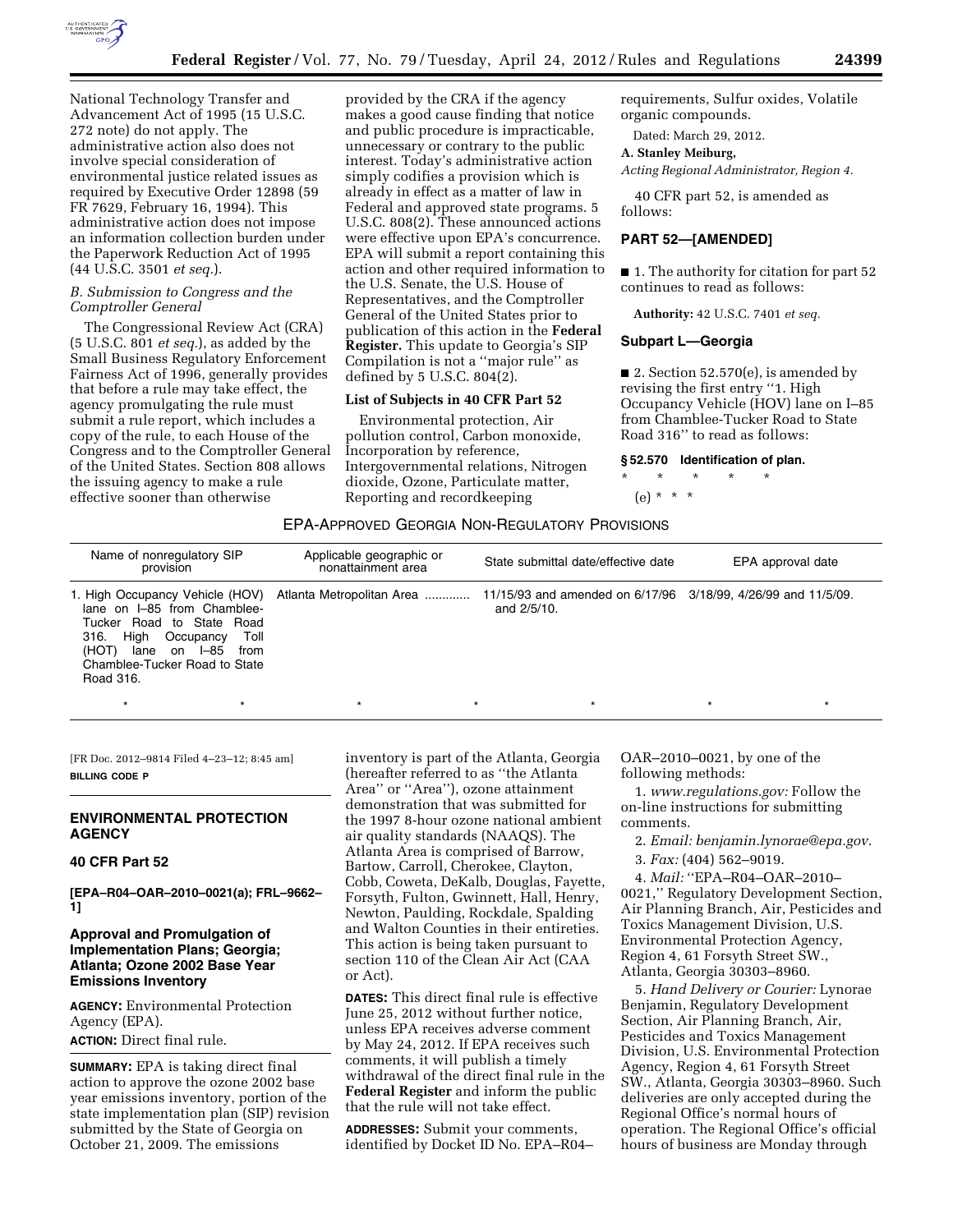National Technology Transfer and Advancement Act of 1995 (15 U.S.C. 272 note) do not apply. The administrative action also does not involve special consideration of environmental justice related issues as required by Executive Order 12898 (59 FR 7629, February 16, 1994). This administrative action does not impose an information collection burden under the Paperwork Reduction Act of 1995 (44 U.S.C. 3501 *et seq.*).

### *B. Submission to Congress and the Comptroller General*

The Congressional Review Act (CRA) (5 U.S.C. 801 *et seq.*), as added by the Small Business Regulatory Enforcement Fairness Act of 1996, generally provides that before a rule may take effect, the agency promulgating the rule must submit a rule report, which includes a copy of the rule, to each House of the Congress and to the Comptroller General of the United States. Section 808 allows the issuing agency to make a rule effective sooner than otherwise provided by the CRA if the agency makes a good cause finding that notice and public procedure is impracticable, unnecessary or contrary to the public interest. Today's administrative action simply codifies a provision which is already in effect as a matter of law in Federal and approved state programs. 5 U.S.C. 808(2). These announced actions were effective upon EPA's concurrence. EPA will submit a report containing this action and other required information to the U.S. Senate, the U.S. House of Representatives, and the Comptroller General of the United States prior to publication of this action in the **Federal Register.** This update to Georgia's SIP Compilation is not a ''major rule'' as defined by 5 U.S.C. 804(2).

### List of Subjects in 40 CFR Part 52

Environmental protection, Air pollution control, Carbon monoxide, Incorporation by reference, Intergovernmental relations, Nitrogen dioxide, Ozone, Particulate matter, Reporting and recordkeeping requirements, Sulfur oxides, Volatile organic compounds.

Dated: March 29, 2012.

**A. Stanley Meiburg,**

*Acting Regional Administrator, Region 4.*

40 CFR part 52, is amended as follows:

## PART 52—[AMENDED]

■ 1. The authority for citation for part 52 continues to read as follows:

**Authority:** 42 U.S.C. 7401 *et seq.*

### Subpart L—Georgia

■ 2. Section 52.570(e), is amended by revising the first entry ''1. High Occupancy Vehicle (HOV) lane on I–85 from Chamblee-Tucker Road to State Road 316'' to read as follows:

### § 52.570 Identification of plan.

\* \* \* \* \*

(e) \* \* \*

EPA-APPROVED GEORGIA NON-REGULATORY PROVISIONS

| Name of nonregulatory SIP provision | Applicable geographic or nonattainment area | State submittal date/effective date | EPA approval date |
|---|---|---|---|
| 1. High Occupancy Vehicle (HOV) lane on I–85 from Chamblee-Tucker Road to State Road 316. High Occupancy Toll (HOT) lane on I–85 from Chamblee-Tucker Road to State Road 316. | Atlanta Metropolitan Area ............ | 11/15/93 and amended on 6/17/96 and 2/5/10. | 3/18/99, 4/26/99 and 11/5/09. |
| \* | \* | \* | \* |

[FR Doc. 2012–9814 Filed 4–23–12; 8:45 am]

**BILLING CODE P**

---

## ENVIRONMENTAL PROTECTION AGENCY

### 40 CFR Part 52

**[EPA–R04–OAR–2010–0021(a); FRL–9662–1]**

### Approval and Promulgation of Implementation Plans; Georgia; Atlanta; Ozone 2002 Base Year Emissions Inventory

**AGENCY:** Environmental Protection Agency (EPA).

**ACTION:** Direct final rule.

**SUMMARY:** EPA is taking direct final action to approve the ozone 2002 base year emissions inventory, portion of the state implementation plan (SIP) revision submitted by the State of Georgia on October 21, 2009. The emissions inventory is part of the Atlanta, Georgia (hereafter referred to as ''the Atlanta Area'' or ''Area''), ozone attainment demonstration that was submitted for the 1997 8-hour ozone national ambient air quality standards (NAAQS). The Atlanta Area is comprised of Barrow, Bartow, Carroll, Cherokee, Clayton, Cobb, Coweta, DeKalb, Douglas, Fayette, Forsyth, Fulton, Gwinnett, Hall, Henry, Newton, Paulding, Rockdale, Spalding and Walton Counties in their entireties. This action is being taken pursuant to section 110 of the Clean Air Act (CAA or Act).

**DATES:** This direct final rule is effective June 25, 2012 without further notice, unless EPA receives adverse comment by May 24, 2012. If EPA receives such comments, it will publish a timely withdrawal of the direct final rule in the **Federal Register** and inform the public that the rule will not take effect.

**ADDRESSES:** Submit your comments, identified by Docket ID No. EPA–R04–OAR–2010–0021, by one of the following methods:

1. *www.regulations.gov:* Follow the on-line instructions for submitting comments.
2. *Email: benjamin.lynorae@epa.gov.*
3. *Fax:* (404) 562–9019.
4. *Mail:* ''EPA–R04–OAR–2010–0021,'' Regulatory Development Section, Air Planning Branch, Air, Pesticides and Toxics Management Division, U.S. Environmental Protection Agency, Region 4, 61 Forsyth Street SW., Atlanta, Georgia 30303–8960.
5. *Hand Delivery or Courier:* Lynorae Benjamin, Regulatory Development Section, Air Planning Branch, Air, Pesticides and Toxics Management Division, U.S. Environmental Protection Agency, Region 4, 61 Forsyth Street SW., Atlanta, Georgia 30303–8960. Such deliveries are only accepted during the Regional Office's normal hours of operation. The Regional Office's official hours of business are Monday through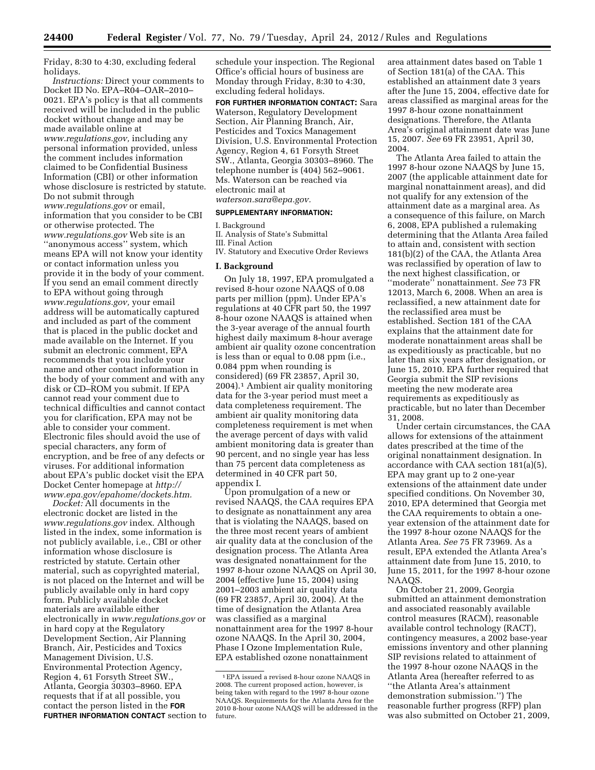Friday, 8:30 to 4:30, excluding federal holidays.

*Instructions:* Direct your comments to Docket ID No. EPA–R04–OAR–2010–0021. EPA's policy is that all comments received will be included in the public docket without change and may be made available online at *www.regulations.gov,* including any personal information provided, unless the comment includes information claimed to be Confidential Business Information (CBI) or other information whose disclosure is restricted by statute. Do not submit through *www.regulations.gov* or email, information that you consider to be CBI or otherwise protected. The *www.regulations.gov* Web site is an ''anonymous access'' system, which means EPA will not know your identity or contact information unless you provide it in the body of your comment. If you send an email comment directly to EPA without going through *www.regulations.gov,* your email address will be automatically captured and included as part of the comment that is placed in the public docket and made available on the Internet. If you submit an electronic comment, EPA recommends that you include your name and other contact information in the body of your comment and with any disk or CD–ROM you submit. If EPA cannot read your comment due to technical difficulties and cannot contact you for clarification, EPA may not be able to consider your comment. Electronic files should avoid the use of special characters, any form of encryption, and be free of any defects or viruses. For additional information about EPA's public docket visit the EPA Docket Center homepage at *http://www.epa.gov/epahome/dockets.htm.*

*Docket:* All documents in the electronic docket are listed in the *www.regulations.gov* index. Although listed in the index, some information is not publicly available, i.e., CBI or other information whose disclosure is restricted by statute. Certain other material, such as copyrighted material, is not placed on the Internet and will be publicly available only in hard copy form. Publicly available docket materials are available either electronically in *www.regulations.gov* or in hard copy at the Regulatory Development Section, Air Planning Branch, Air, Pesticides and Toxics Management Division, U.S. Environmental Protection Agency, Region 4, 61 Forsyth Street SW., Atlanta, Georgia 30303–8960. EPA requests that if at all possible, you contact the person listed in the **FOR FURTHER INFORMATION CONTACT** section to schedule your inspection. The Regional Office's official hours of business are Monday through Friday, 8:30 to 4:30, excluding federal holidays.

**FOR FURTHER INFORMATION CONTACT:** Sara Waterson, Regulatory Development Section, Air Planning Branch, Air, Pesticides and Toxics Management Division, U.S. Environmental Protection Agency, Region 4, 61 Forsyth Street SW., Atlanta, Georgia 30303–8960. The telephone number is (404) 562–9061. Ms. Waterson can be reached via electronic mail at *waterson.sara@epa.gov.*

**SUPPLEMENTARY INFORMATION:**

I. Background
II. Analysis of State's Submittal
III. Final Action
IV. Statutory and Executive Order Reviews

## I. Background

On July 18, 1997, EPA promulgated a revised 8-hour ozone NAAQS of 0.08 parts per million (ppm). Under EPA's regulations at 40 CFR part 50, the 1997 8-hour ozone NAAQS is attained when the 3-year average of the annual fourth highest daily maximum 8-hour average ambient air quality ozone concentration is less than or equal to 0.08 ppm (i.e., 0.084 ppm when rounding is considered) (69 FR 23857, April 30, 2004).[1] Ambient air quality monitoring data for the 3-year period must meet a data completeness requirement. The ambient air quality monitoring data completeness requirement is met when the average percent of days with valid ambient monitoring data is greater than 90 percent, and no single year has less than 75 percent data completeness as determined in 40 CFR part 50, appendix I.

Upon promulgation of a new or revised NAAQS, the CAA requires EPA to designate as nonattainment any area that is violating the NAAQS, based on the three most recent years of ambient air quality data at the conclusion of the designation process. The Atlanta Area was designated nonattainment for the 1997 8-hour ozone NAAQS on April 30, 2004 (effective June 15, 2004) using 2001–2003 ambient air quality data (69 FR 23857, April 30, 2004). At the time of designation the Atlanta Area was classified as a marginal nonattainment area for the 1997 8-hour ozone NAAQS. In the April 30, 2004, Phase I Ozone Implementation Rule, EPA established ozone nonattainment area attainment dates based on Table 1 of Section 181(a) of the CAA. This established an attainment date 3 years after the June 15, 2004, effective date for areas classified as marginal areas for the 1997 8-hour ozone nonattainment designations. Therefore, the Atlanta Area's original attainment date was June 15, 2007. *See* 69 FR 23951, April 30, 2004.

The Atlanta Area failed to attain the 1997 8-hour ozone NAAQS by June 15, 2007 (the applicable attainment date for marginal nonattainment areas), and did not qualify for any extension of the attainment date as a marginal area. As a consequence of this failure, on March 6, 2008, EPA published a rulemaking determining that the Atlanta Area failed to attain and, consistent with section 181(b)(2) of the CAA, the Atlanta Area was reclassified by operation of law to the next highest classification, or ''moderate'' nonattainment. *See* 73 FR 12013, March 6, 2008. When an area is reclassified, a new attainment date for the reclassified area must be established. Section 181 of the CAA explains that the attainment date for moderate nonattainment areas shall be as expeditiously as practicable, but no later than six years after designation, or June 15, 2010. EPA further required that Georgia submit the SIP revisions meeting the new moderate area requirements as expeditiously as practicable, but no later than December 31, 2008.

Under certain circumstances, the CAA allows for extensions of the attainment dates prescribed at the time of the original nonattainment designation. In accordance with CAA section 181(a)(5), EPA may grant up to 2 one-year extensions of the attainment date under specified conditions. On November 30, 2010, EPA determined that Georgia met the CAA requirements to obtain a one-year extension of the attainment date for the 1997 8-hour ozone NAAQS for the Atlanta Area. *See* 75 FR 73969. As a result, EPA extended the Atlanta Area's attainment date from June 15, 2010, to June 15, 2011, for the 1997 8-hour ozone NAAQS.

On October 21, 2009, Georgia submitted an attainment demonstration and associated reasonably available control measures (RACM), reasonable available control technology (RACT), contingency measures, a 2002 base-year emissions inventory and other planning SIP revisions related to attainment of the 1997 8-hour ozone NAAQS in the Atlanta Area (hereafter referred to as ''the Atlanta Area's attainment demonstration submission.'') The reasonable further progress (RFP) plan was also submitted on October 21, 2009,

[1] EPA issued a revised 8-hour ozone NAAQS in 2008. The current proposed action, however, is being taken with regard to the 1997 8-hour ozone NAAQS. Requirements for the Atlanta Area for the 2010 8-hour ozone NAAQS will be addressed in the future.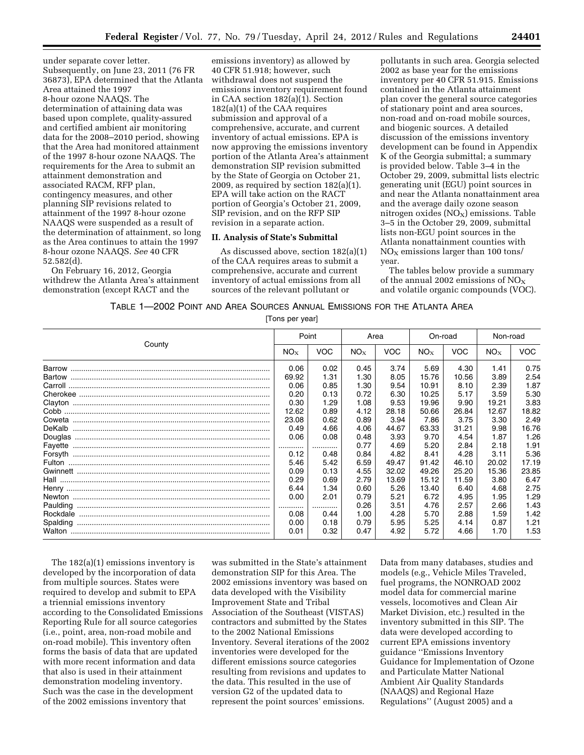under separate cover letter. Subsequently, on June 23, 2011 (76 FR 36873), EPA determined that the Atlanta Area attained the 1997 8-hour ozone NAAQS. The determination of attaining data was based upon complete, quality-assured and certified ambient air monitoring data for the 2008–2010 period, showing that the Area had monitored attainment of the 1997 8-hour ozone NAAQS. The requirements for the Area to submit an attainment demonstration and associated RACM, RFP plan, contingency measures, and other planning SIP revisions related to attainment of the 1997 8-hour ozone NAAQS were suspended as a result of the determination of attainment, so long as the Area continues to attain the 1997 8-hour ozone NAAQS. *See* 40 CFR 52.582(d).

On February 16, 2012, Georgia withdrew the Atlanta Area's attainment demonstration (except RACT and the emissions inventory) as allowed by 40 CFR 51.918; however, such withdrawal does not suspend the emissions inventory requirement found in CAA section 182(a)(1). Section 182(a)(1) of the CAA requires submission and approval of a comprehensive, accurate, and current inventory of actual emissions. EPA is now approving the emissions inventory portion of the Atlanta Area's attainment demonstration SIP revision submitted by the State of Georgia on October 21, 2009, as required by section 182(a)(1). EPA will take action on the RACT portion of Georgia's October 21, 2009, SIP revision, and on the RFP SIP revision in a separate action.

## II. Analysis of State's Submittal

As discussed above, section 182(a)(1) of the CAA requires areas to submit a comprehensive, accurate and current inventory of actual emissions from all sources of the relevant pollutant or pollutants in such area. Georgia selected 2002 as base year for the emissions inventory per 40 CFR 51.915. Emissions contained in the Atlanta attainment plan cover the general source categories of stationary point and area sources, non-road and on-road mobile sources, and biogenic sources. A detailed discussion of the emissions inventory development can be found in Appendix K of the Georgia submittal; a summary is provided below. Table 3–4 in the October 29, 2009, submittal lists electric generating unit (EGU) point sources in and near the Atlanta nonattainment area and the average daily ozone season nitrogen oxides ($NO_X$) emissions. Table 3–5 in the October 29, 2009, submittal lists non-EGU point sources in the Atlanta nonattainment counties with $NO_X$ emissions larger than 100 tons/year.

The tables below provide a summary of the annual 2002 emissions of $NO_X$ and volatile organic compounds (VOC).

TABLE 1—2002 POINT AND AREA SOURCES ANNUAL EMISSIONS FOR THE ATLANTA AREA

[Tons per year]

| County | Point | | Area | | On-road | | Non-road | |
|---|---|---|---|---|---|---|---|---|
| | $NO_X$ | VOC | $NO_X$ | VOC | $NO_X$ | VOC | $NO_X$ | VOC |
| Barrow | 0.06 | 0.02 | 0.45 | 3.74 | 5.69 | 4.30 | 1.41 | 0.75 |
| Bartow | 69.92 | 1.31 | 1.30 | 8.05 | 15.76 | 10.56 | 3.89 | 2.54 |
| Carroll | 0.06 | 0.85 | 1.30 | 9.54 | 10.91 | 8.10 | 2.39 | 1.87 |
| Cherokee | 0.20 | 0.13 | 0.72 | 6.30 | 10.25 | 5.17 | 3.59 | 5.30 |
| Clayton | 0.30 | 1.29 | 1.08 | 9.53 | 19.96 | 9.90 | 19.21 | 3.83 |
| Cobb | 12.62 | 0.89 | 4.12 | 28.18 | 50.66 | 26.84 | 12.67 | 18.82 |
| Coweta | 23.08 | 0.62 | 0.89 | 3.94 | 7.86 | 3.75 | 3.30 | 2.49 |
| DeKalb | 0.49 | 4.66 | 4.06 | 44.67 | 63.33 | 31.21 | 9.98 | 16.76 |
| Douglas | 0.06 | 0.08 | 0.48 | 3.93 | 9.70 | 4.54 | 1.87 | 1.26 |
| Fayette | ............ | ............ | 0.77 | 4.69 | 5.20 | 2.84 | 2.18 | 1.91 |
| Forsyth | 0.12 | 0.48 | 0.84 | 4.82 | 8.41 | 4.28 | 3.11 | 5.36 |
| Fulton | 5.46 | 5.42 | 6.59 | 49.47 | 91.42 | 46.10 | 20.02 | 17.19 |
| Gwinnett | 0.09 | 0.13 | 4.55 | 32.02 | 49.26 | 25.20 | 15.36 | 23.85 |
| Hall | 0.29 | 0.69 | 2.79 | 13.69 | 15.12 | 11.59 | 3.80 | 6.47 |
| Henry | 6.44 | 1.34 | 0.60 | 5.26 | 13.40 | 6.40 | 4.68 | 2.75 |
| Newton | 0.00 | 2.01 | 0.79 | 5.21 | 6.72 | 4.95 | 1.95 | 1.29 |
| Paulding | ............ | ............ | 0.26 | 3.51 | 4.76 | 2.57 | 2.66 | 1.43 |
| Rockdale | 0.08 | 0.44 | 1.00 | 4.28 | 5.70 | 2.88 | 1.59 | 1.42 |
| Spalding | 0.00 | 0.18 | 0.79 | 5.95 | 5.25 | 4.14 | 0.87 | 1.21 |
| Walton | 0.01 | 0.32 | 0.47 | 4.92 | 5.72 | 4.66 | 1.70 | 1.53 |

The 182(a)(1) emissions inventory is developed by the incorporation of data from multiple sources. States were required to develop and submit to EPA a triennial emissions inventory according to the Consolidated Emissions Reporting Rule for all source categories (i.e., point, area, non-road mobile and on-road mobile). This inventory often forms the basis of data that are updated with more recent information and data that also is used in their attainment demonstration modeling inventory. Such was the case in the development of the 2002 emissions inventory that was submitted in the State's attainment demonstration SIP for this Area. The 2002 emissions inventory was based on data developed with the Visibility Improvement State and Tribal Association of the Southeast (VISTAS) contractors and submitted by the States to the 2002 National Emissions Inventory. Several iterations of the 2002 inventories were developed for the different emissions source categories resulting from revisions and updates to the data. This resulted in the use of version G2 of the updated data to represent the point sources' emissions. Data from many databases, studies and models (e.g., Vehicle Miles Traveled, fuel programs, the NONROAD 2002 model data for commercial marine vessels, locomotives and Clean Air Market Division, etc.) resulted in the inventory submitted in this SIP. The data were developed according to current EPA emissions inventory guidance ''Emissions Inventory Guidance for Implementation of Ozone and Particulate Matter National Ambient Air Quality Standards (NAAQS) and Regional Haze Regulations'' (August 2005) and a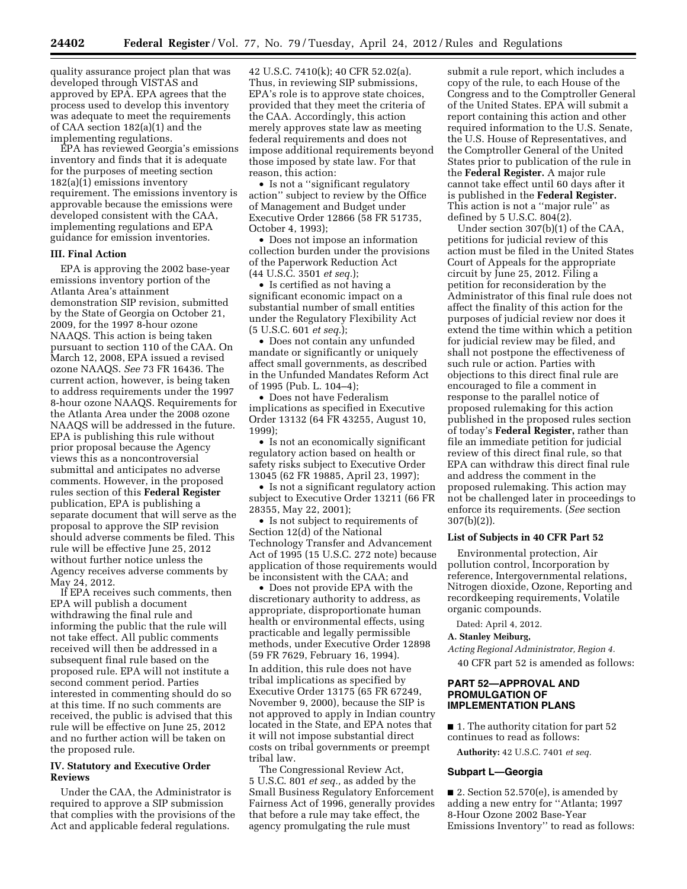quality assurance project plan that was developed through VISTAS and approved by EPA. EPA agrees that the process used to develop this inventory was adequate to meet the requirements of CAA section 182(a)(1) and the implementing regulations.

EPA has reviewed Georgia's emissions inventory and finds that it is adequate for the purposes of meeting section 182(a)(1) emissions inventory requirement. The emissions inventory is approvable because the emissions were developed consistent with the CAA, implementing regulations and EPA guidance for emission inventories.

## III. Final Action

EPA is approving the 2002 base-year emissions inventory portion of the Atlanta Area's attainment demonstration SIP revision, submitted by the State of Georgia on October 21, 2009, for the 1997 8-hour ozone NAAQS. This action is being taken pursuant to section 110 of the CAA. On March 12, 2008, EPA issued a revised ozone NAAQS. *See* 73 FR 16436. The current action, however, is being taken to address requirements under the 1997 8-hour ozone NAAQS. Requirements for the Atlanta Area under the 2008 ozone NAAQS will be addressed in the future. EPA is publishing this rule without prior proposal because the Agency views this as a noncontroversial submittal and anticipates no adverse comments. However, in the proposed rules section of this **Federal Register** publication, EPA is publishing a separate document that will serve as the proposal to approve the SIP revision should adverse comments be filed. This rule will be effective June 25, 2012 without further notice unless the Agency receives adverse comments by May 24, 2012.

If EPA receives such comments, then EPA will publish a document withdrawing the final rule and informing the public that the rule will not take effect. All public comments received will then be addressed in a subsequent final rule based on the proposed rule. EPA will not institute a second comment period. Parties interested in commenting should do so at this time. If no such comments are received, the public is advised that this rule will be effective on June 25, 2012 and no further action will be taken on the proposed rule.

## IV. Statutory and Executive Order Reviews

Under the CAA, the Administrator is required to approve a SIP submission that complies with the provisions of the Act and applicable federal regulations. 42 U.S.C. 7410(k); 40 CFR 52.02(a). Thus, in reviewing SIP submissions, EPA's role is to approve state choices, provided that they meet the criteria of the CAA. Accordingly, this action merely approves state law as meeting federal requirements and does not impose additional requirements beyond those imposed by state law. For that reason, this action:

- Is not a "significant regulatory action" subject to review by the Office of Management and Budget under Executive Order 12866 (58 FR 51735, October 4, 1993);
- Does not impose an information collection burden under the provisions of the Paperwork Reduction Act (44 U.S.C. 3501 *et seq.*);
- Is certified as not having a significant economic impact on a substantial number of small entities under the Regulatory Flexibility Act (5 U.S.C. 601 *et seq.*);
- Does not contain any unfunded mandate or significantly or uniquely affect small governments, as described in the Unfunded Mandates Reform Act of 1995 (Pub. L. 104–4);
- Does not have Federalism implications as specified in Executive Order 13132 (64 FR 43255, August 10, 1999);
- Is not an economically significant regulatory action based on health or safety risks subject to Executive Order 13045 (62 FR 19885, April 23, 1997);
- Is not a significant regulatory action subject to Executive Order 13211 (66 FR 28355, May 22, 2001);
- Is not subject to requirements of Section 12(d) of the National Technology Transfer and Advancement Act of 1995 (15 U.S.C. 272 note) because application of those requirements would be inconsistent with the CAA; and
- Does not provide EPA with the discretionary authority to address, as appropriate, disproportionate human health or environmental effects, using practicable and legally permissible methods, under Executive Order 12898 (59 FR 7629, February 16, 1994).

In addition, this rule does not have tribal implications as specified by Executive Order 13175 (65 FR 67249, November 9, 2000), because the SIP is not approved to apply in Indian country located in the State, and EPA notes that it will not impose substantial direct costs on tribal governments or preempt tribal law.

The Congressional Review Act, 5 U.S.C. 801 *et seq.,* as added by the Small Business Regulatory Enforcement Fairness Act of 1996, generally provides that before a rule may take effect, the agency promulgating the rule must submit a rule report, which includes a copy of the rule, to each House of the Congress and to the Comptroller General of the United States. EPA will submit a report containing this action and other required information to the U.S. Senate, the U.S. House of Representatives, and the Comptroller General of the United States prior to publication of the rule in the **Federal Register.** A major rule cannot take effect until 60 days after it is published in the **Federal Register.** This action is not a "major rule" as defined by 5 U.S.C. 804(2).

Under section 307(b)(1) of the CAA, petitions for judicial review of this action must be filed in the United States Court of Appeals for the appropriate circuit by June 25, 2012. Filing a petition for reconsideration by the Administrator of this final rule does not affect the finality of this action for the purposes of judicial review nor does it extend the time within which a petition for judicial review may be filed, and shall not postpone the effectiveness of such rule or action. Parties with objections to this direct final rule are encouraged to file a comment in response to the parallel notice of proposed rulemaking for this action published in the proposed rules section of today's **Federal Register,** rather than file an immediate petition for judicial review of this direct final rule, so that EPA can withdraw this direct final rule and address the comment in the proposed rulemaking. This action may not be challenged later in proceedings to enforce its requirements. (*See* section 307(b)(2)).

### List of Subjects in 40 CFR Part 52

Environmental protection, Air pollution control, Incorporation by reference, Intergovernmental relations, Nitrogen dioxide, Ozone, Reporting and recordkeeping requirements, Volatile organic compounds.

Dated: April 4, 2012.

**A. Stanley Meiburg,**

*Acting Regional Administrator, Region 4.*

40 CFR part 52 is amended as follows:

## PART 52—APPROVAL AND PROMULGATION OF IMPLEMENTATION PLANS

■ 1. The authority citation for part 52 continues to read as follows:

**Authority:** 42 U.S.C. 7401 *et seq.*

### Subpart L—Georgia

■ 2. Section 52.570(e), is amended by adding a new entry for "Atlanta; 1997 8-Hour Ozone 2002 Base-Year Emissions Inventory" to read as follows: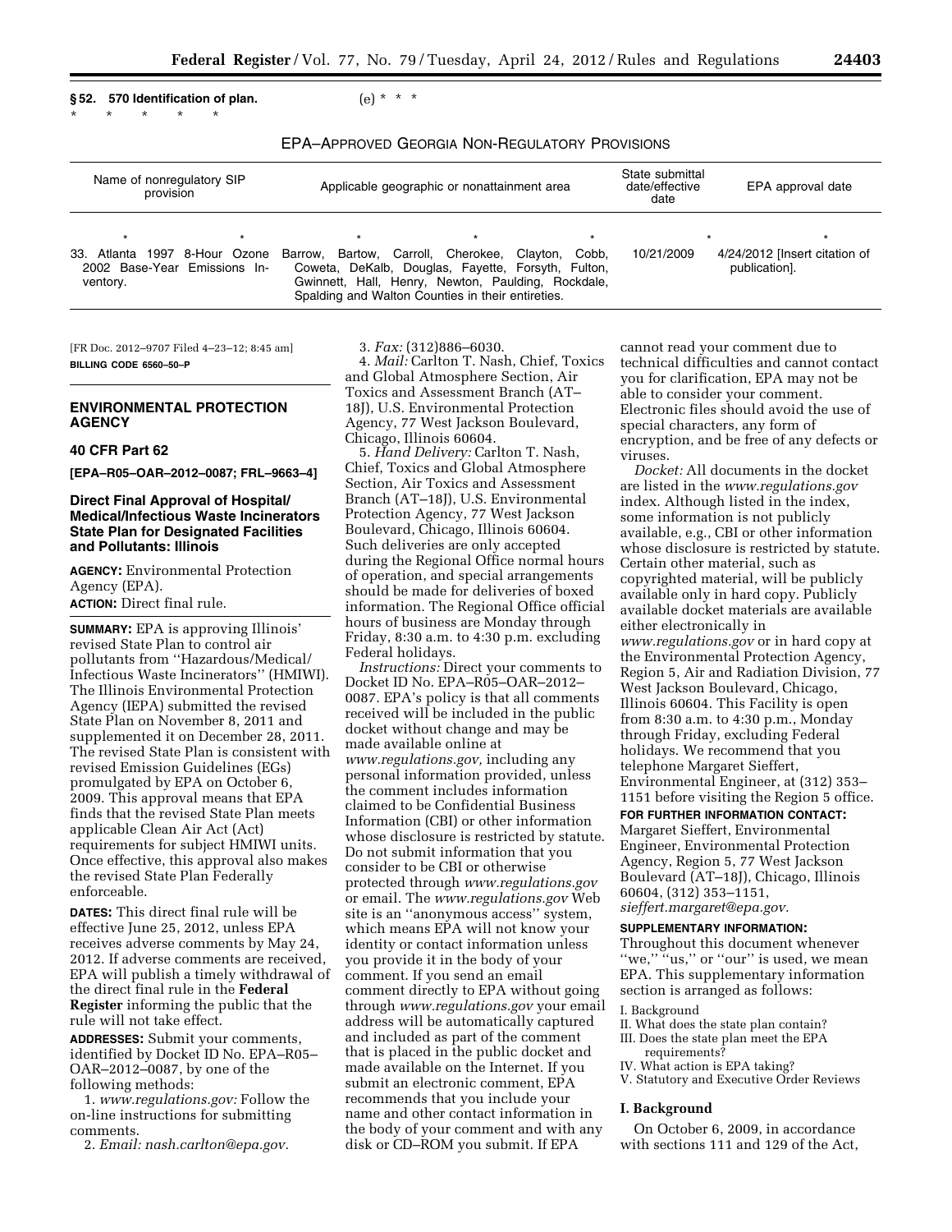**§ 52. 570 Identification of plan.**

\* \* \* \* \*

(e) \* \* \*

EPA–APPROVED GEORGIA NON-REGULATORY PROVISIONS

| Name of nonregulatory SIP provision | Applicable geographic or nonattainment area | State submittal date/effective date | EPA approval date |
|---|---|---|---|
| \* \* | \* \* \* | \* | \* |
| 33. Atlanta 1997 8-Hour Ozone 2002 Base-Year Emissions Inventory. | Barrow, Bartow, Carroll, Cherokee, Clayton, Cobb, Coweta, DeKalb, Douglas, Fayette, Forsyth, Fulton, Gwinnett, Hall, Henry, Newton, Paulding, Rockdale, Spalding and Walton Counties in their entireties. | 10/21/2009 | 4/24/2012 [Insert citation of publication]. |

[FR Doc. 2012–9707 Filed 4–23–12; 8:45 am]

**BILLING CODE 6560–50–P**

---

## ENVIRONMENTAL PROTECTION AGENCY

### 40 CFR Part 62

**[EPA–R05–OAR–2012–0087; FRL–9663–4]**

### Direct Final Approval of Hospital/Medical/Infectious Waste Incinerators State Plan for Designated Facilities and Pollutants: Illinois

**AGENCY:** Environmental Protection Agency (EPA).

**ACTION:** Direct final rule.

**SUMMARY:** EPA is approving Illinois' revised State Plan to control air pollutants from ''Hazardous/Medical/Infectious Waste Incinerators'' (HMIWI). The Illinois Environmental Protection Agency (IEPA) submitted the revised State Plan on November 8, 2011 and supplemented it on December 28, 2011. The revised State Plan is consistent with revised Emission Guidelines (EGs) promulgated by EPA on October 6, 2009. This approval means that EPA finds that the revised State Plan meets applicable Clean Air Act (Act) requirements for subject HMIWI units. Once effective, this approval also makes the revised State Plan Federally enforceable.

**DATES:** This direct final rule will be effective June 25, 2012, unless EPA receives adverse comments by May 24, 2012. If adverse comments are received, EPA will publish a timely withdrawal of the direct final rule in the **Federal Register** informing the public that the rule will not take effect.

**ADDRESSES:** Submit your comments, identified by Docket ID No. EPA–R05–OAR–2012–0087, by one of the following methods:

1. *www.regulations.gov:* Follow the on-line instructions for submitting comments.

2. *Email: nash.carlton@epa.gov.*

3. *Fax:* (312)886–6030.

4. *Mail:* Carlton T. Nash, Chief, Toxics and Global Atmosphere Section, Air Toxics and Assessment Branch (AT–18J), U.S. Environmental Protection Agency, 77 West Jackson Boulevard, Chicago, Illinois 60604.

5. *Hand Delivery:* Carlton T. Nash, Chief, Toxics and Global Atmosphere Section, Air Toxics and Assessment Branch (AT–18J), U.S. Environmental Protection Agency, 77 West Jackson Boulevard, Chicago, Illinois 60604. Such deliveries are only accepted during the Regional Office normal hours of operation, and special arrangements should be made for deliveries of boxed information. The Regional Office official hours of business are Monday through Friday, 8:30 a.m. to 4:30 p.m. excluding Federal holidays.

*Instructions:* Direct your comments to Docket ID No. EPA–R05–OAR–2012–0087. EPA's policy is that all comments received will be included in the public docket without change and may be made available online at *www.regulations.gov,* including any personal information provided, unless the comment includes information claimed to be Confidential Business Information (CBI) or other information whose disclosure is restricted by statute. Do not submit information that you consider to be CBI or otherwise protected through *www.regulations.gov* or email. The *www.regulations.gov* Web site is an ''anonymous access'' system, which means EPA will not know your identity or contact information unless you provide it in the body of your comment. If you send an email comment directly to EPA without going through *www.regulations.gov* your email address will be automatically captured and included as part of the comment that is placed in the public docket and made available on the Internet. If you submit an electronic comment, EPA recommends that you include your name and other contact information in the body of your comment and with any disk or CD–ROM you submit. If EPA cannot read your comment due to technical difficulties and cannot contact you for clarification, EPA may not be able to consider your comment. Electronic files should avoid the use of special characters, any form of encryption, and be free of any defects or viruses.

*Docket:* All documents in the docket are listed in the *www.regulations.gov* index. Although listed in the index, some information is not publicly available, e.g., CBI or other information whose disclosure is restricted by statute. Certain other material, such as copyrighted material, will be publicly available only in hard copy. Publicly available docket materials are available either electronically in *www.regulations.gov* or in hard copy at the Environmental Protection Agency, Region 5, Air and Radiation Division, 77 West Jackson Boulevard, Chicago, Illinois 60604. This Facility is open from 8:30 a.m. to 4:30 p.m., Monday through Friday, excluding Federal holidays. We recommend that you telephone Margaret Sieffert, Environmental Engineer, at (312) 353–1151 before visiting the Region 5 office.

**FOR FURTHER INFORMATION CONTACT:** Margaret Sieffert, Environmental Engineer, Environmental Protection Agency, Region 5, 77 West Jackson Boulevard (AT–18J), Chicago, Illinois 60604, (312) 353–1151, *sieffert.margaret@epa.gov.*

**SUPPLEMENTARY INFORMATION:** Throughout this document whenever ''we,'' ''us,'' or ''our'' is used, we mean EPA. This supplementary information section is arranged as follows:

I. Background
II. What does the state plan contain?
III. Does the state plan meet the EPA requirements?
IV. What action is EPA taking?
V. Statutory and Executive Order Reviews

#### I. Background

On October 6, 2009, in accordance with sections 111 and 129 of the Act,